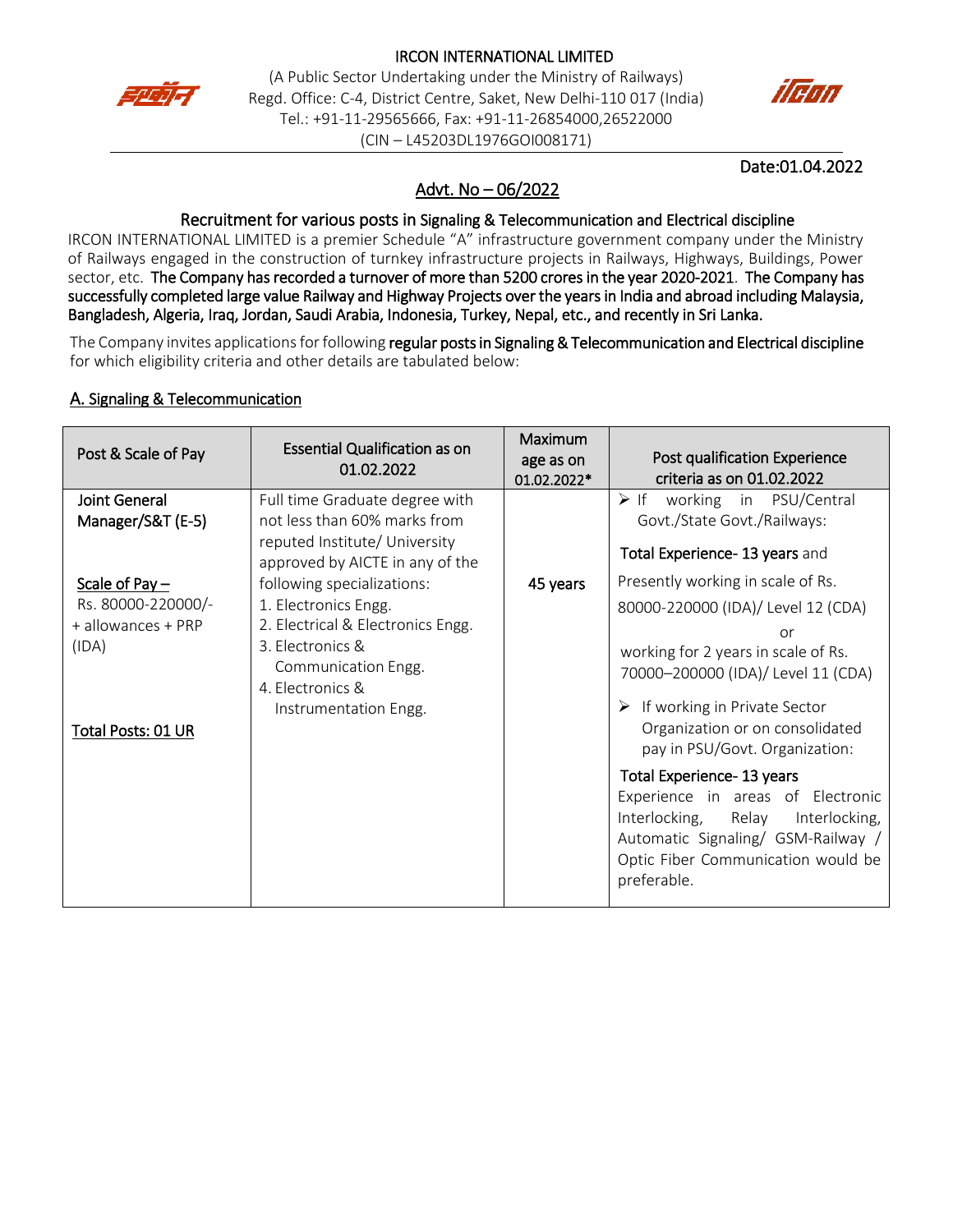# IRCON INTERNATIONAL LIMITED

(A Public Sector Undertaking under the Ministry of Railways)
Regd. Office: C-4, District Centre, Saket, New Delhi-110 017 (India)
Tel.: +91-11-29565666, Fax: +91-11-26854000,26522000
(CIN – L45203DL1976GOI008171)

Date:01.04.2022

## Advt. No – 06/2022

### Recruitment for various posts in Signaling & Telecommunication and Electrical discipline

IRCON INTERNATIONAL LIMITED is a premier Schedule "A" infrastructure government company under the Ministry of Railways engaged in the construction of turnkey infrastructure projects in Railways, Highways, Buildings, Power sector, etc. **The Company has recorded a turnover of more than 5200 crores in the year 2020-2021. The Company has successfully completed large value Railway and Highway Projects over the years in India and abroad including Malaysia, Bangladesh, Algeria, Iraq, Jordan, Saudi Arabia, Indonesia, Turkey, Nepal, etc., and recently in Sri Lanka.**

The Company invites applications for following **regular posts in Signaling & Telecommunication and Electrical discipline** for which eligibility criteria and other details are tabulated below:

### A. Signaling & Telecommunication

| Post & Scale of Pay | Essential Qualification as on 01.02.2022 | Maximum age as on 01.02.2022* | Post qualification Experience criteria as on 01.02.2022 |
|---|---|---|---|
| **Joint General Manager/S&T (E-5)**<br><br>Scale of Pay – Rs. 80000-220000/- + allowances + PRP (IDA)<br><br>**Total Posts: 01 UR** | Full time Graduate degree with not less than 60% marks from reputed Institute/ University approved by AICTE in any of the following specializations:<br>1. Electronics Engg.<br>2. Electrical & Electronics Engg.<br>3. Electronics & Communication Engg.<br>4. Electronics & Instrumentation Engg. | 45 years | ➢ If working in PSU/Central Govt./State Govt./Railways:<br>**Total Experience- 13 years** and<br>Presently working in scale of Rs. 80000-220000 (IDA)/ Level 12 (CDA)<br>or<br>working for 2 years in scale of Rs. 70000–200000 (IDA)/ Level 11 (CDA)<br>➢ If working in Private Sector Organization or on consolidated pay in PSU/Govt. Organization:<br>**Total Experience- 13 years**<br>Experience in areas of Electronic Interlocking, Relay Interlocking, Automatic Signaling/ GSM-Railway / Optic Fiber Communication would be preferable. |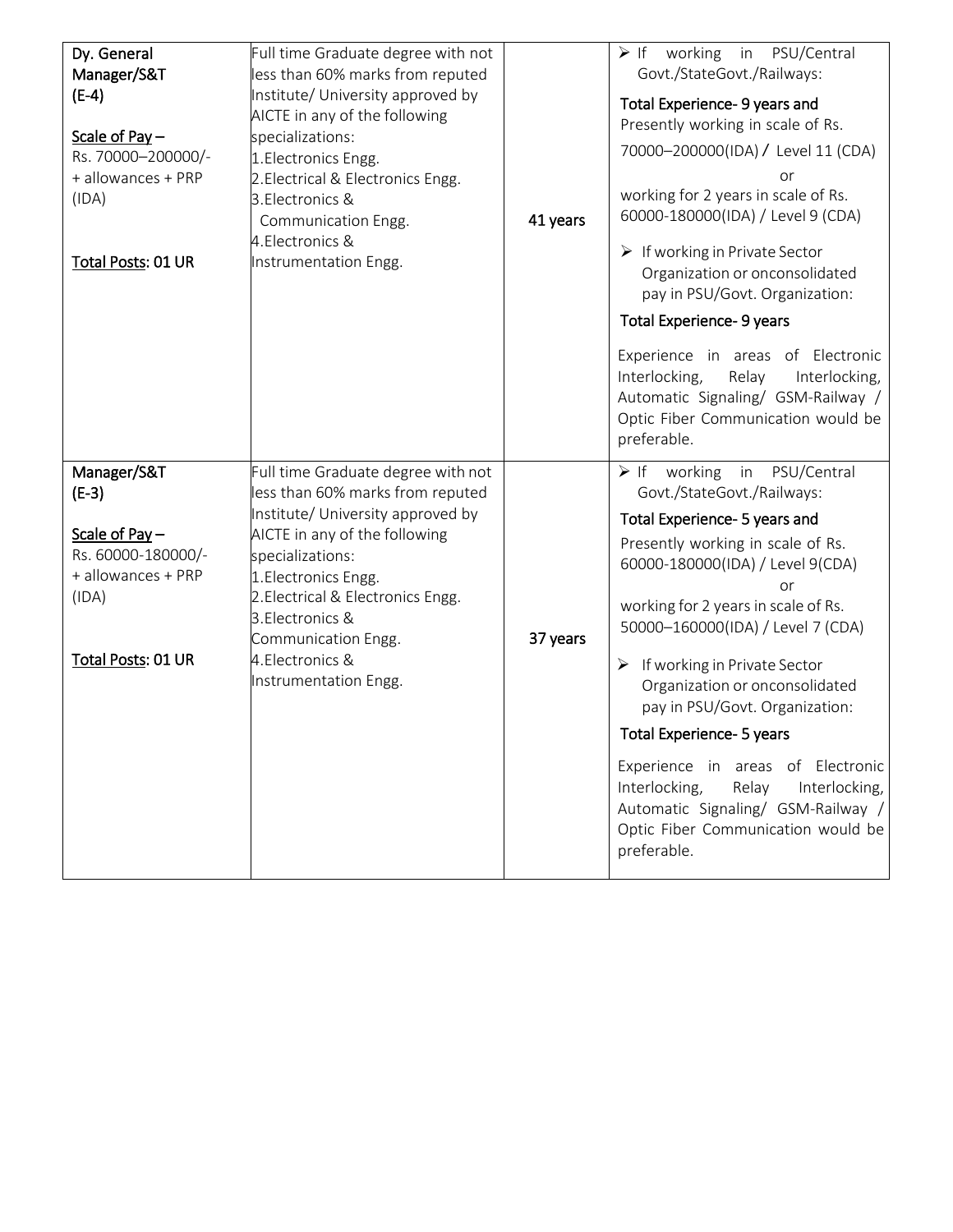| Dy. General Manager/S&T (E-4)<br><br><u>Scale of Pay</u> – Rs. 70000–200000/- + allowances + PRP (IDA)<br><br><u>Total Posts</u>: 01 UR | Full time Graduate degree with not less than 60% marks from reputed Institute/ University approved by AICTE in any of the following specializations:<br>1.Electronics Engg.<br>2.Electrical & Electronics Engg.<br>3.Electronics & Communication Engg.<br>4.Electronics & Instrumentation Engg. | 41 years | ➢ If working in PSU/Central Govt./StateGovt./Railways:<br>Total Experience- 9 years and Presently working in scale of Rs. 70000–200000(IDA) / Level 11 (CDA)<br>or<br>working for 2 years in scale of Rs. 60000-180000(IDA) / Level 9 (CDA)<br>➢ If working in Private Sector Organization or onconsolidated pay in PSU/Govt. Organization:<br>Total Experience- 9 years<br><br>Experience in areas of Electronic Interlocking, Relay Interlocking, Automatic Signaling/ GSM-Railway / Optic Fiber Communication would be preferable. |
|---|---|---|---|
| Manager/S&T (E-3)<br><br><u>Scale of Pay</u> – Rs. 60000-180000/- + allowances + PRP (IDA)<br><br><u>Total Posts</u>: 01 UR | Full time Graduate degree with not less than 60% marks from reputed Institute/ University approved by AICTE in any of the following specializations:<br>1.Electronics Engg.<br>2.Electrical & Electronics Engg.<br>3.Electronics & Communication Engg.<br>4.Electronics & Instrumentation Engg. | 37 years | ➢ If working in PSU/Central Govt./StateGovt./Railways:<br>Total Experience- 5 years and Presently working in scale of Rs. 60000-180000(IDA) / Level 9(CDA)<br>or<br>working for 2 years in scale of Rs. 50000–160000(IDA) / Level 7 (CDA)<br>➢ If working in Private Sector Organization or onconsolidated pay in PSU/Govt. Organization:<br>Total Experience- 5 years<br><br>Experience in areas of Electronic Interlocking, Relay Interlocking, Automatic Signaling/ GSM-Railway / Optic Fiber Communication would be preferable. |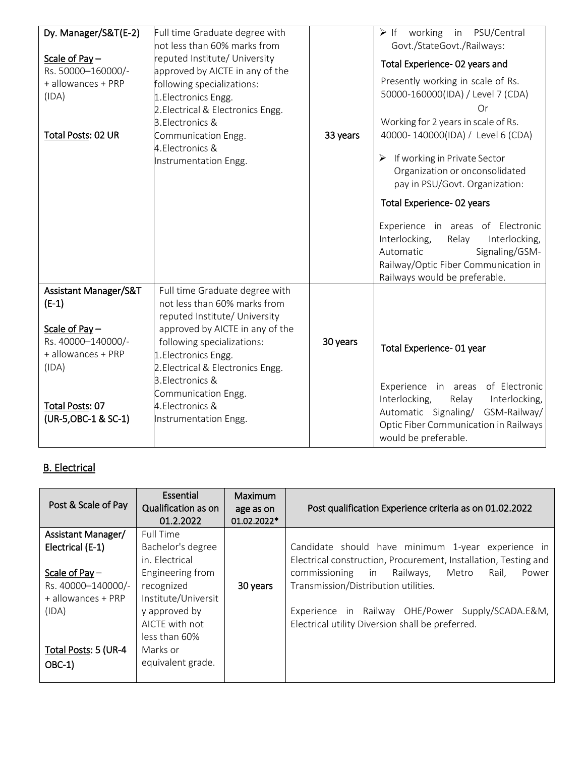| Dy. Manager/S&T(E-2)<br><br>Scale of Pay – Rs. 50000–160000/- + allowances + PRP (IDA)<br><br>Total Posts: 02 UR | Full time Graduate degree with not less than 60% marks from reputed Institute/ University approved by AICTE in any of the following specializations:<br>1.Electronics Engg.<br>2.Electrical & Electronics Engg.<br>3.Electronics & Communication Engg.<br>4.Electronics & Instrumentation Engg. | 33 years | ➢ If working in PSU/Central Govt./StateGovt./Railways:<br>Total Experience- 02 years and<br>Presently working in scale of Rs. 50000-160000(IDA) / Level 7 (CDA)<br>Or<br>Working for 2 years in scale of Rs. 40000- 140000(IDA) / Level 6 (CDA)<br>➢ If working in Private Sector Organization or onconsolidated pay in PSU/Govt. Organization:<br>Total Experience- 02 years<br><br>Experience in areas of Electronic Interlocking, Relay Interlocking, Automatic Signaling/GSM-Railway/Optic Fiber Communication in Railways would be preferable. |
|---|---|---|---|
| Assistant Manager/S&T (E-1)<br><br>Scale of Pay – Rs. 40000–140000/- + allowances + PRP (IDA)<br><br>Total Posts: 07 (UR-5,OBC-1 & SC-1) | Full time Graduate degree with not less than 60% marks from reputed Institute/ University approved by AICTE in any of the following specializations:<br>1.Electronics Engg.<br>2.Electrical & Electronics Engg.<br>3.Electronics & Communication Engg.<br>4.Electronics & Instrumentation Engg. | 30 years | Total Experience- 01 year<br><br>Experience in areas of Electronic Interlocking, Relay Interlocking, Automatic Signaling/ GSM-Railway/ Optic Fiber Communication in Railways would be preferable. |

## B. Electrical

| Post & Scale of Pay | Essential Qualification as on 01.2.2022 | Maximum age as on 01.02.2022* | Post qualification Experience criteria as on 01.02.2022 |
|---|---|---|---|
| Assistant Manager/ Electrical (E-1)<br><br>Scale of Pay – Rs. 40000–140000/- + allowances + PRP (IDA)<br><br>Total Posts: 5 (UR-4 OBC-1) | Full Time Bachelor's degree in. Electrical Engineering from recognized Institute/University approved by AICTE with not less than 60% Marks or equivalent grade. | 30 years | Candidate should have minimum 1-year experience in Electrical construction, Procurement, Installation, Testing and commissioning in Railways, Metro Rail, Power Transmission/Distribution utilities.<br><br>Experience in Railway OHE/Power Supply/SCADA.E&M, Electrical utility Diversion shall be preferred. |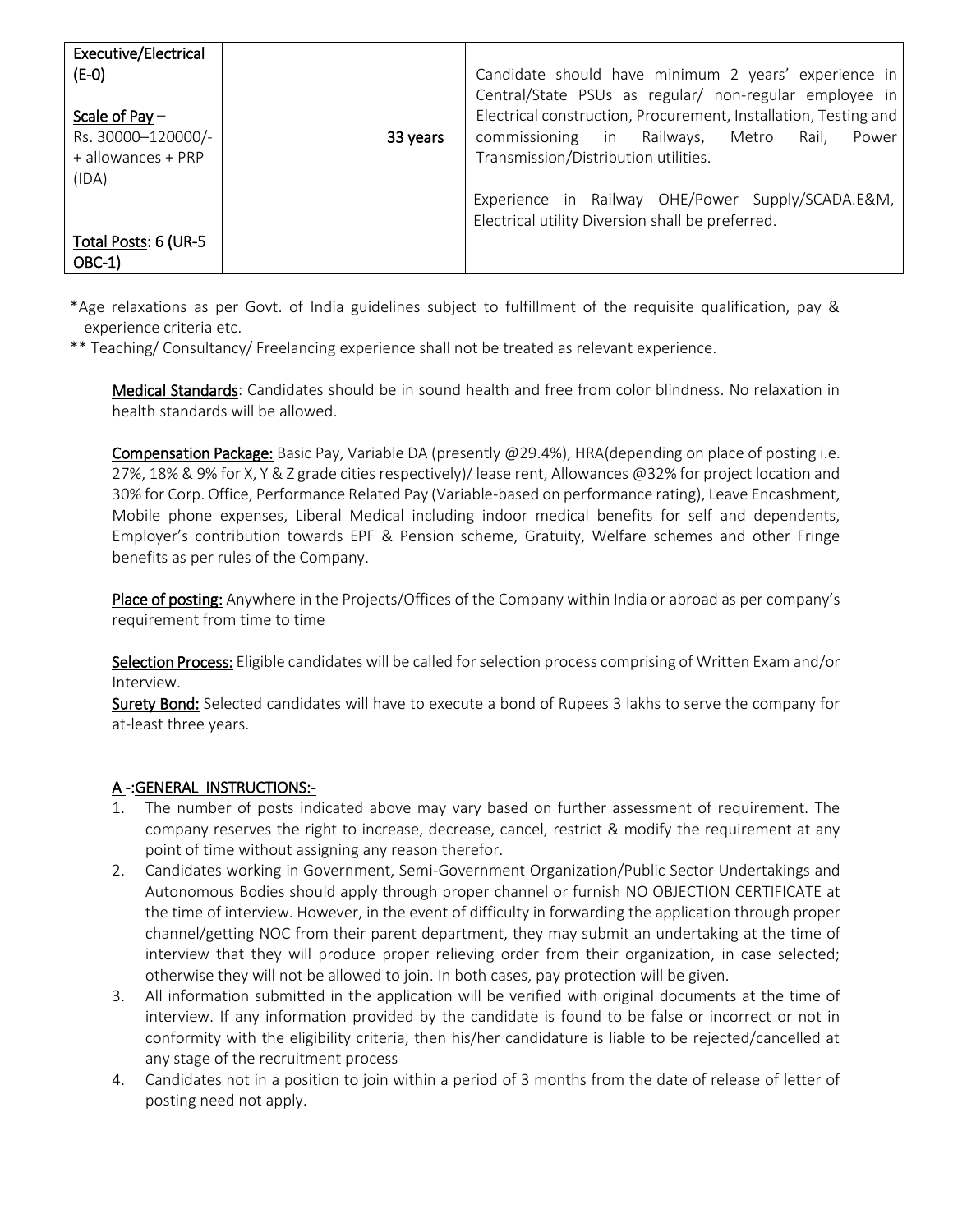| Executive/Electrical (E-0)<br><br>Scale of Pay – Rs. 30000–120000/- + allowances + PRP (IDA)<br><br>Total Posts: 6 (UR-5 OBC-1) | | 33 years | Candidate should have minimum 2 years' experience in Central/State PSUs as regular/ non-regular employee in Electrical construction, Procurement, Installation, Testing and commissioning in Railways, Metro Rail, Power Transmission/Distribution utilities.<br><br>Experience in Railway OHE/Power Supply/SCADA.E&M, Electrical utility Diversion shall be preferred. |
|---|---|---|---|

*Age relaxations as per Govt. of India guidelines subject to fulfillment of the requisite qualification, pay & experience criteria etc.

** Teaching/ Consultancy/ Freelancing experience shall not be treated as relevant experience.

**Medical Standards**: Candidates should be in sound health and free from color blindness. No relaxation in health standards will be allowed.

**Compensation Package:** Basic Pay, Variable DA (presently @29.4%), HRA(depending on place of posting i.e. 27%, 18% & 9% for X, Y & Z grade cities respectively)/ lease rent, Allowances @32% for project location and 30% for Corp. Office, Performance Related Pay (Variable-based on performance rating), Leave Encashment, Mobile phone expenses, Liberal Medical including indoor medical benefits for self and dependents, Employer's contribution towards EPF & Pension scheme, Gratuity, Welfare schemes and other Fringe benefits as per rules of the Company.

**Place of posting:** Anywhere in the Projects/Offices of the Company within India or abroad as per company's requirement from time to time

**Selection Process:** Eligible candidates will be called for selection process comprising of Written Exam and/or Interview.

**Surety Bond:** Selected candidates will have to execute a bond of Rupees 3 lakhs to serve the company for at-least three years.

## A -:GENERAL INSTRUCTIONS:-

1. The number of posts indicated above may vary based on further assessment of requirement. The company reserves the right to increase, decrease, cancel, restrict & modify the requirement at any point of time without assigning any reason therefor.
2. Candidates working in Government, Semi-Government Organization/Public Sector Undertakings and Autonomous Bodies should apply through proper channel or furnish NO OBJECTION CERTIFICATE at the time of interview. However, in the event of difficulty in forwarding the application through proper channel/getting NOC from their parent department, they may submit an undertaking at the time of interview that they will produce proper relieving order from their organization, in case selected; otherwise they will not be allowed to join. In both cases, pay protection will be given.
3. All information submitted in the application will be verified with original documents at the time of interview. If any information provided by the candidate is found to be false or incorrect or not in conformity with the eligibility criteria, then his/her candidature is liable to be rejected/cancelled at any stage of the recruitment process
4. Candidates not in a position to join within a period of 3 months from the date of release of letter of posting need not apply.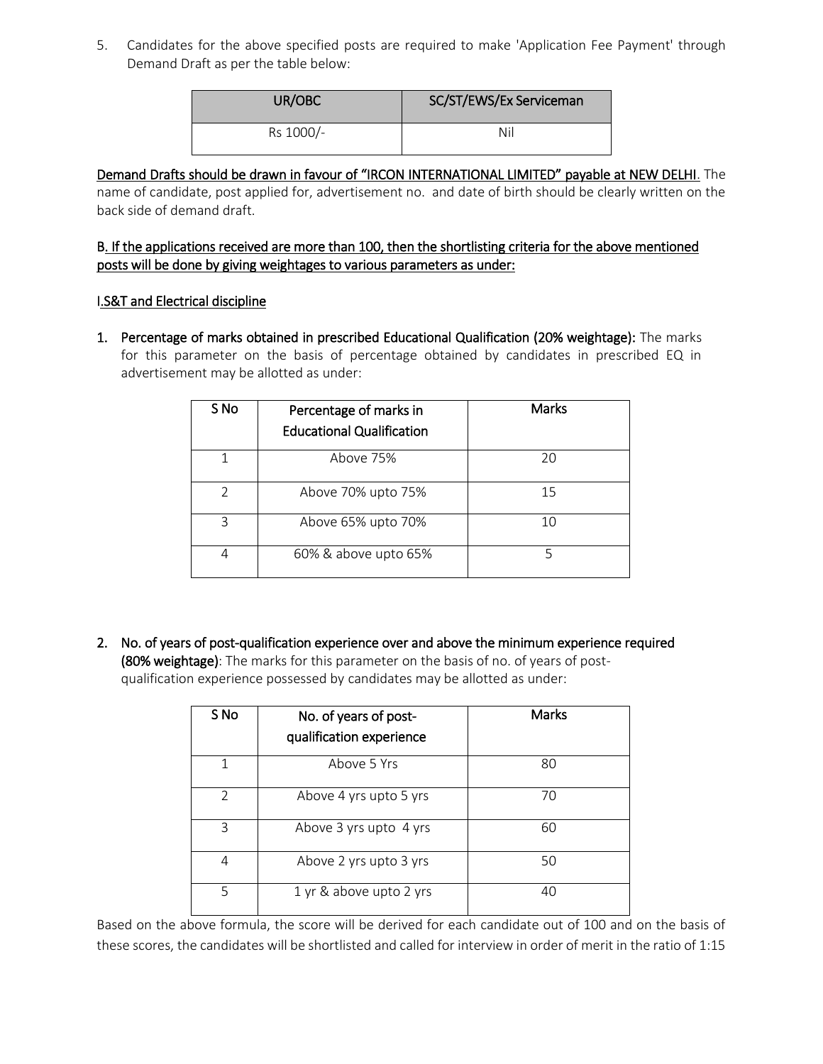5. Candidates for the above specified posts are required to make 'Application Fee Payment' through Demand Draft as per the table below:

| UR/OBC | SC/ST/EWS/Ex Serviceman |
|---|---|
| Rs 1000/- | Nil |

<u>**Demand Drafts should be drawn in favour of "IRCON INTERNATIONAL LIMITED" payable at NEW DELHI**</u>. The name of candidate, post applied for, advertisement no. and date of birth should be clearly written on the back side of demand draft.

<u>**B. If the applications received are more than 100, then the shortlisting criteria for the above mentioned posts will be done by giving weightages to various parameters as under:**</u>

<u>**I.S&T and Electrical discipline**</u>

1. **Percentage of marks obtained in prescribed Educational Qualification (20% weightage):** The marks for this parameter on the basis of percentage obtained by candidates in prescribed EQ in advertisement may be allotted as under:

| S No | Percentage of marks in Educational Qualification | Marks |
|---|---|---|
| 1 | Above 75% | 20 |
| 2 | Above 70% upto 75% | 15 |
| 3 | Above 65% upto 70% | 10 |
| 4 | 60% & above upto 65% | 5 |

2. **No. of years of post-qualification experience over and above the minimum experience required (80% weightage)**: The marks for this parameter on the basis of no. of years of post-qualification experience possessed by candidates may be allotted as under:

| S No | No. of years of post-qualification experience | Marks |
|---|---|---|
| 1 | Above 5 Yrs | 80 |
| 2 | Above 4 yrs upto 5 yrs | 70 |
| 3 | Above 3 yrs upto 4 yrs | 60 |
| 4 | Above 2 yrs upto 3 yrs | 50 |
| 5 | 1 yr & above upto 2 yrs | 40 |

Based on the above formula, the score will be derived for each candidate out of 100 and on the basis of these scores, the candidates will be shortlisted and called for interview in order of merit in the ratio of 1:15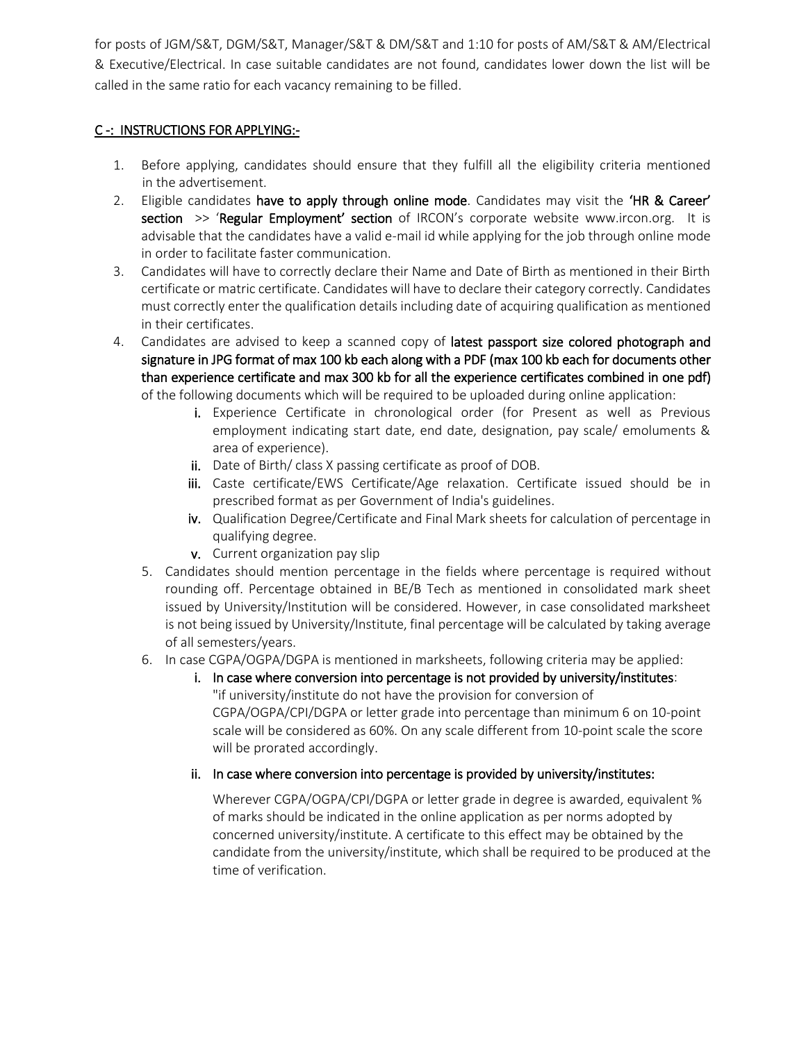for posts of JGM/S&T, DGM/S&T, Manager/S&T & DM/S&T and 1:10 for posts of AM/S&T & AM/Electrical & Executive/Electrical. In case suitable candidates are not found, candidates lower down the list will be called in the same ratio for each vacancy remaining to be filled.

## C -: INSTRUCTIONS FOR APPLYING:-

1. Before applying, candidates should ensure that they fulfill all the eligibility criteria mentioned in the advertisement.
2. Eligible candidates **have to apply through online mode**. Candidates may visit the **'HR & Career' section** >> '**Regular Employment' section** of IRCON's corporate website www.ircon.org. It is advisable that the candidates have a valid e-mail id while applying for the job through online mode in order to facilitate faster communication.
3. Candidates will have to correctly declare their Name and Date of Birth as mentioned in their Birth certificate or matric certificate. Candidates will have to declare their category correctly. Candidates must correctly enter the qualification details including date of acquiring qualification as mentioned in their certificates.
4. Candidates are advised to keep a scanned copy of **latest passport size colored photograph and signature in JPG format of max 100 kb each along with a PDF (max 100 kb each for documents other than experience certificate and max 300 kb for all the experience certificates combined in one pdf)** of the following documents which will be required to be uploaded during online application:
    i. Experience Certificate in chronological order (for Present as well as Previous employment indicating start date, end date, designation, pay scale/ emoluments & area of experience).
    ii. Date of Birth/ class X passing certificate as proof of DOB.
    iii. Caste certificate/EWS Certificate/Age relaxation. Certificate issued should be in prescribed format as per Government of India's guidelines.
    iv. Qualification Degree/Certificate and Final Mark sheets for calculation of percentage in qualifying degree.
    v. Current organization pay slip
5. Candidates should mention percentage in the fields where percentage is required without rounding off. Percentage obtained in BE/B Tech as mentioned in consolidated mark sheet issued by University/Institution will be considered. However, in case consolidated marksheet is not being issued by University/Institute, final percentage will be calculated by taking average of all semesters/years.
6. In case CGPA/OGPA/DGPA is mentioned in marksheets, following criteria may be applied:
    i. **In case where conversion into percentage is not provided by university/institutes**:
    "if university/institute do not have the provision for conversion of CGPA/OGPA/CPI/DGPA or letter grade into percentage than minimum 6 on 10-point scale will be considered as 60%. On any scale different from 10-point scale the score will be prorated accordingly.

    ii. **In case where conversion into percentage is provided by university/institutes:**

    Wherever CGPA/OGPA/CPI/DGPA or letter grade in degree is awarded, equivalent % of marks should be indicated in the online application as per norms adopted by concerned university/institute. A certificate to this effect may be obtained by the candidate from the university/institute, which shall be required to be produced at the time of verification.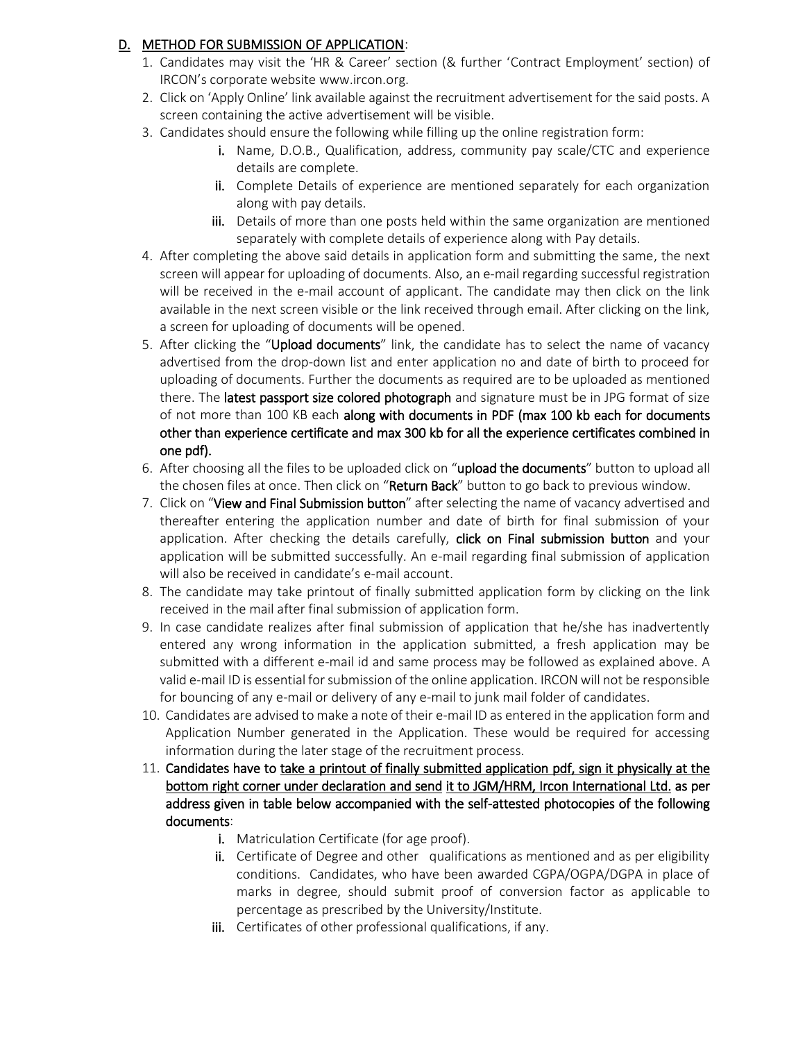## D. METHOD FOR SUBMISSION OF APPLICATION:

1. Candidates may visit the 'HR & Career' section (& further 'Contract Employment' section) of IRCON's corporate website www.ircon.org.
2. Click on 'Apply Online' link available against the recruitment advertisement for the said posts. A screen containing the active advertisement will be visible.
3. Candidates should ensure the following while filling up the online registration form:
   i. Name, D.O.B., Qualification, address, community pay scale/CTC and experience details are complete.
   ii. Complete Details of experience are mentioned separately for each organization along with pay details.
   iii. Details of more than one posts held within the same organization are mentioned separately with complete details of experience along with Pay details.
4. After completing the above said details in application form and submitting the same, the next screen will appear for uploading of documents. Also, an e-mail regarding successful registration will be received in the e-mail account of applicant. The candidate may then click on the link available in the next screen visible or the link received through email. After clicking on the link, a screen for uploading of documents will be opened.
5. After clicking the "**Upload documents**" link, the candidate has to select the name of vacancy advertised from the drop-down list and enter application no and date of birth to proceed for uploading of documents. Further the documents as required are to be uploaded as mentioned there. The **latest passport size colored photograph** and signature must be in JPG format of size of not more than 100 KB each **along with documents in PDF (max 100 kb each for documents other than experience certificate and max 300 kb for all the experience certificates combined in one pdf).**
6. After choosing all the files to be uploaded click on "**upload the documents**" button to upload all the chosen files at once. Then click on "**Return Back**" button to go back to previous window.
7. Click on "**View and Final Submission button**" after selecting the name of vacancy advertised and thereafter entering the application number and date of birth for final submission of your application. After checking the details carefully, **click on Final submission button** and your application will be submitted successfully. An e-mail regarding final submission of application will also be received in candidate's e-mail account.
8. The candidate may take printout of finally submitted application form by clicking on the link received in the mail after final submission of application form.
9. In case candidate realizes after final submission of application that he/she has inadvertently entered any wrong information in the application submitted, a fresh application may be submitted with a different e-mail id and same process may be followed as explained above. A valid e-mail ID is essential for submission of the online application. IRCON will not be responsible for bouncing of any e-mail or delivery of any e-mail to junk mail folder of candidates.
10. Candidates are advised to make a note of their e-mail ID as entered in the application form and Application Number generated in the Application. These would be required for accessing information during the later stage of the recruitment process.
11. **Candidates have to take a printout of finally submitted application pdf, sign it physically at the bottom right corner under declaration and send it to JGM/HRM, Ircon International Ltd. as per address given in table below accompanied with the self-attested photocopies of the following documents**:
    i. Matriculation Certificate (for age proof).
    ii. Certificate of Degree and other qualifications as mentioned and as per eligibility conditions. Candidates, who have been awarded CGPA/OGPA/DGPA in place of marks in degree, should submit proof of conversion factor as applicable to percentage as prescribed by the University/Institute.
    iii. Certificates of other professional qualifications, if any.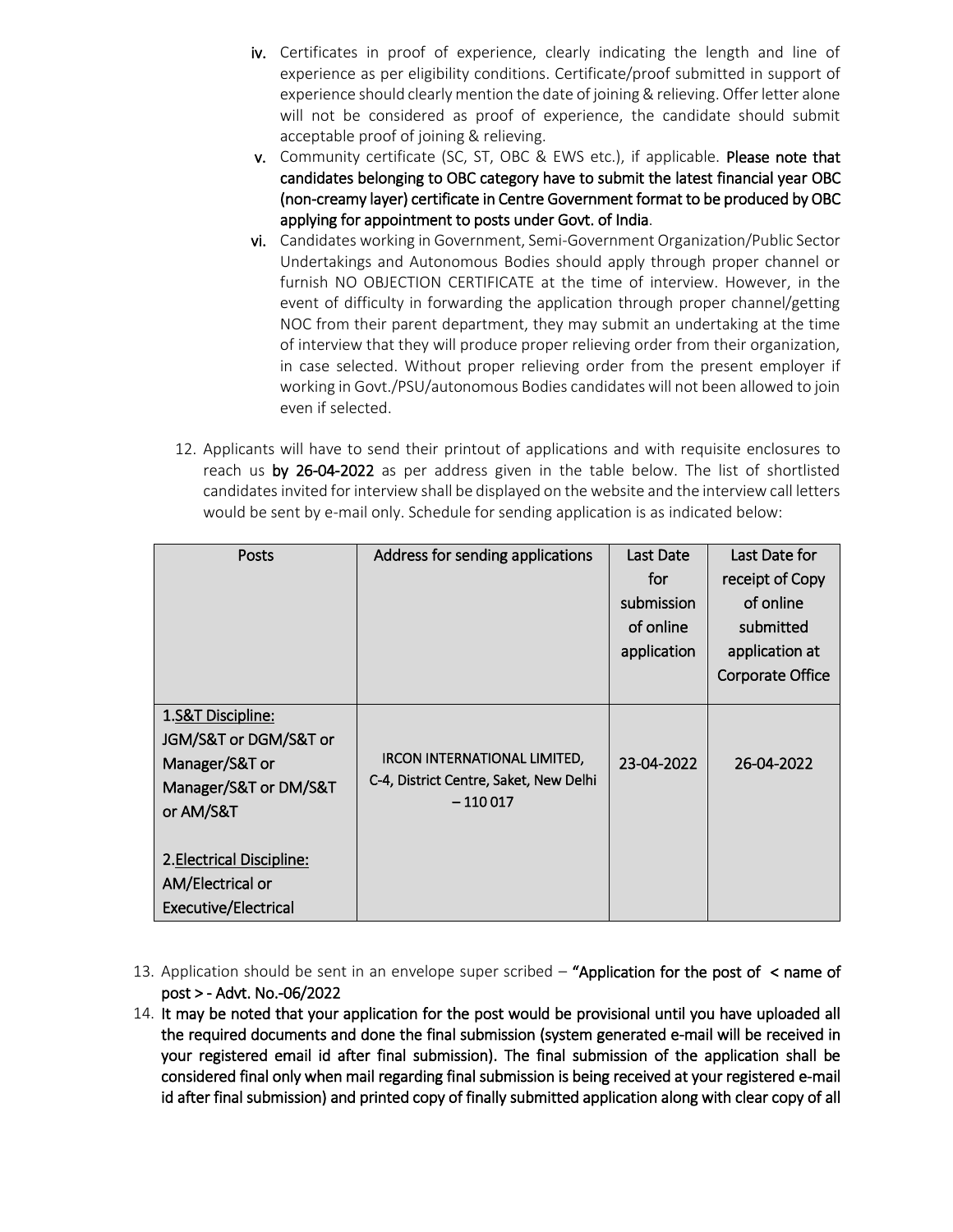iv. Certificates in proof of experience, clearly indicating the length and line of experience as per eligibility conditions. Certificate/proof submitted in support of experience should clearly mention the date of joining & relieving. Offer letter alone will not be considered as proof of experience, the candidate should submit acceptable proof of joining & relieving.

v. Community certificate (SC, ST, OBC & EWS etc.), if applicable. **Please note that candidates belonging to OBC category have to submit the latest financial year OBC (non-creamy layer) certificate in Centre Government format to be produced by OBC applying for appointment to posts under Govt. of India**.

vi. Candidates working in Government, Semi-Government Organization/Public Sector Undertakings and Autonomous Bodies should apply through proper channel or furnish NO OBJECTION CERTIFICATE at the time of interview. However, in the event of difficulty in forwarding the application through proper channel/getting NOC from their parent department, they may submit an undertaking at the time of interview that they will produce proper relieving order from their organization, in case selected. Without proper relieving order from the present employer if working in Govt./PSU/autonomous Bodies candidates will not been allowed to join even if selected.

12. Applicants will have to send their printout of applications and with requisite enclosures to reach us **by 26-04-2022** as per address given in the table below. The list of shortlisted candidates invited for interview shall be displayed on the website and the interview call letters would be sent by e-mail only. Schedule for sending application is as indicated below:

| Posts | Address for sending applications | Last Date for submission of online application | Last Date for receipt of Copy of online submitted application at Corporate Office |
|---|---|---|---|
| 1. S&T Discipline: JGM/S&T or DGM/S&T or Manager/S&T or Manager/S&T or DM/S&T or AM/S&T<br><br>2. Electrical Discipline: AM/Electrical or Executive/Electrical | IRCON INTERNATIONAL LIMITED, C-4, District Centre, Saket, New Delhi – 110 017 | 23-04-2022 | 26-04-2022 |

13. Application should be sent in an envelope super scribed – **"Application for the post of < name of post > - Advt. No.-06/2022**

14. **It may be noted that your application for the post would be provisional until you have uploaded all the required documents and done the final submission (system generated e-mail will be received in your registered email id after final submission). The final submission of the application shall be considered final only when mail regarding final submission is being received at your registered e-mail id after final submission) and printed copy of finally submitted application along with clear copy of all**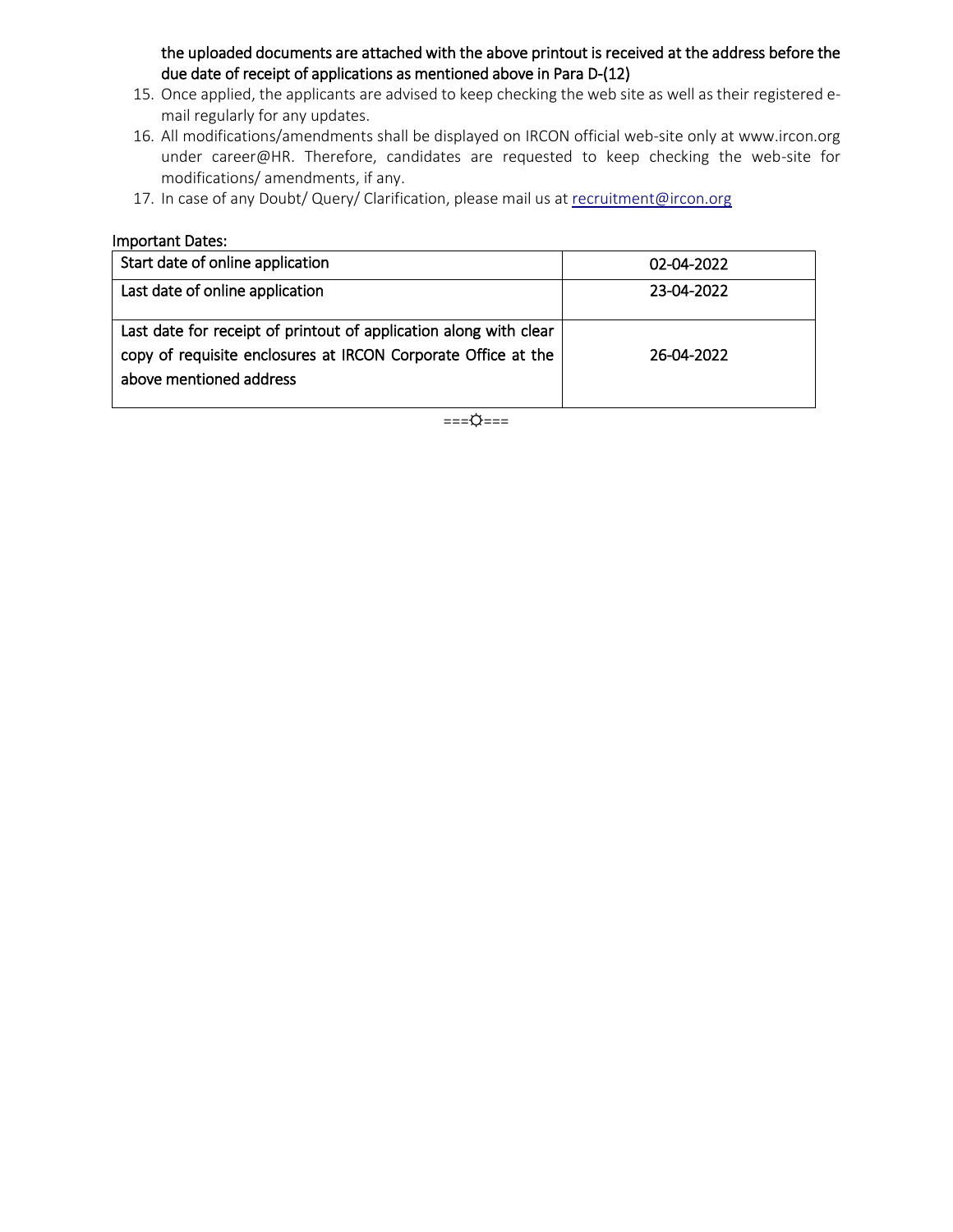**the uploaded documents are attached with the above printout is received at the address before the due date of receipt of applications as mentioned above in Para D-(12)**

15. Once applied, the applicants are advised to keep checking the web site as well as their registered e-mail regularly for any updates.
16. All modifications/amendments shall be displayed on IRCON official web-site only at www.ircon.org under career@HR. Therefore, candidates are requested to keep checking the web-site for modifications/ amendments, if any.
17. In case of any Doubt/ Query/ Clarification, please mail us at recruitment@ircon.org

Important Dates:

| | |
|---|---|
| Start date of online application | 02-04-2022 |
| Last date of online application | 23-04-2022 |
| Last date for receipt of printout of application along with clear copy of requisite enclosures at IRCON Corporate Office at the above mentioned address | 26-04-2022 |

===☼===